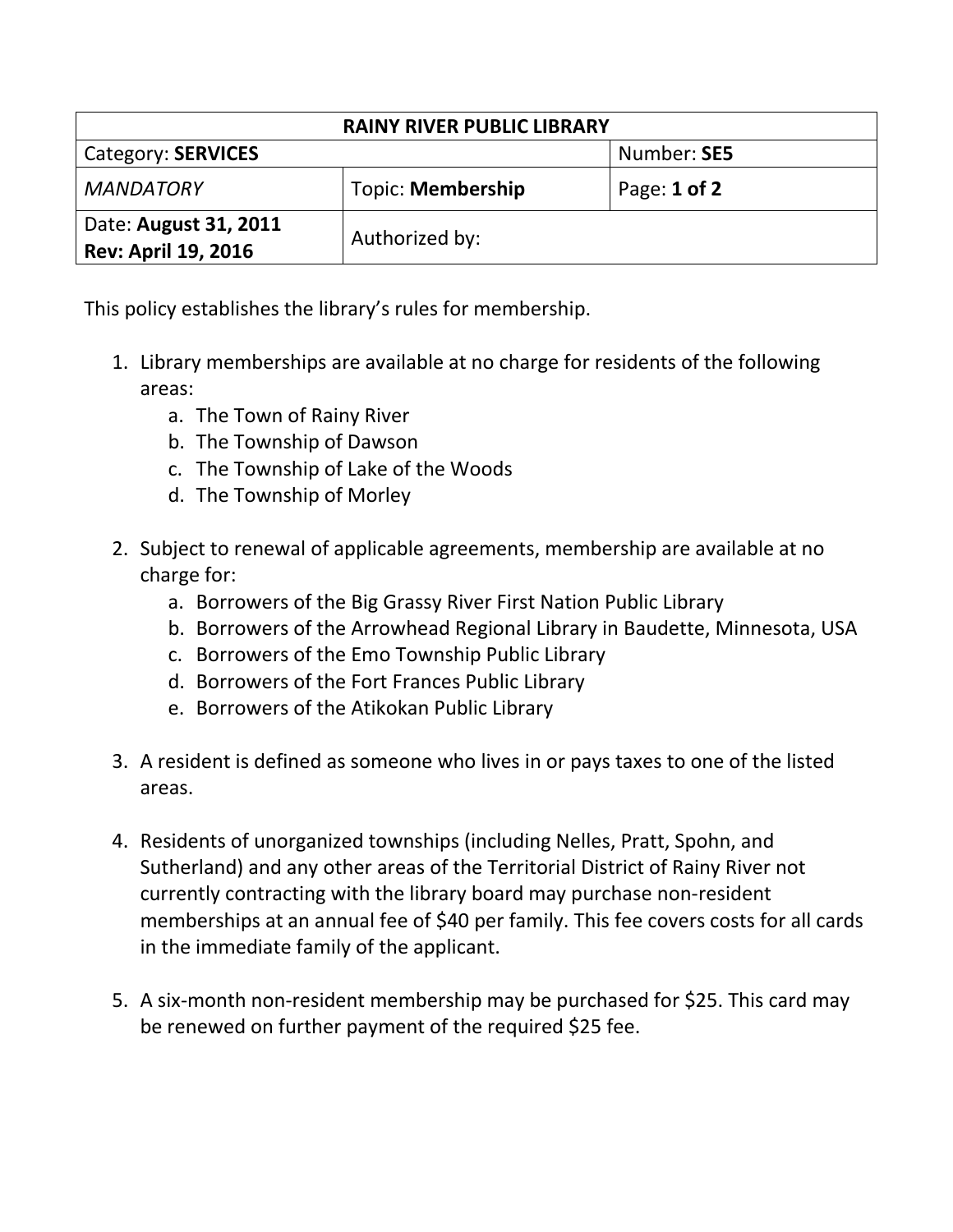| RAINY RIVER PUBLIC LIBRARY | | |
|---|---|---|
| Category: **SERVICES** | | Number: **SE5** |
| *MANDATORY* | Topic: **Membership** | Page: **1 of 2** |
| Date: **August 31, 2011** **Rev: April 19, 2016** | Authorized by: | |

This policy establishes the library's rules for membership.

1. Library memberships are available at no charge for residents of the following areas:
    a. The Town of Rainy River
    b. The Township of Dawson
    c. The Township of Lake of the Woods
    d. The Township of Morley

2. Subject to renewal of applicable agreements, membership are available at no charge for:
    a. Borrowers of the Big Grassy River First Nation Public Library
    b. Borrowers of the Arrowhead Regional Library in Baudette, Minnesota, USA
    c. Borrowers of the Emo Township Public Library
    d. Borrowers of the Fort Frances Public Library
    e. Borrowers of the Atikokan Public Library

3. A resident is defined as someone who lives in or pays taxes to one of the listed areas.

4. Residents of unorganized townships (including Nelles, Pratt, Spohn, and Sutherland) and any other areas of the Territorial District of Rainy River not currently contracting with the library board may purchase non-resident memberships at an annual fee of $40 per family. This fee covers costs for all cards in the immediate family of the applicant.

5. A six-month non-resident membership may be purchased for $25. This card may be renewed on further payment of the required $25 fee.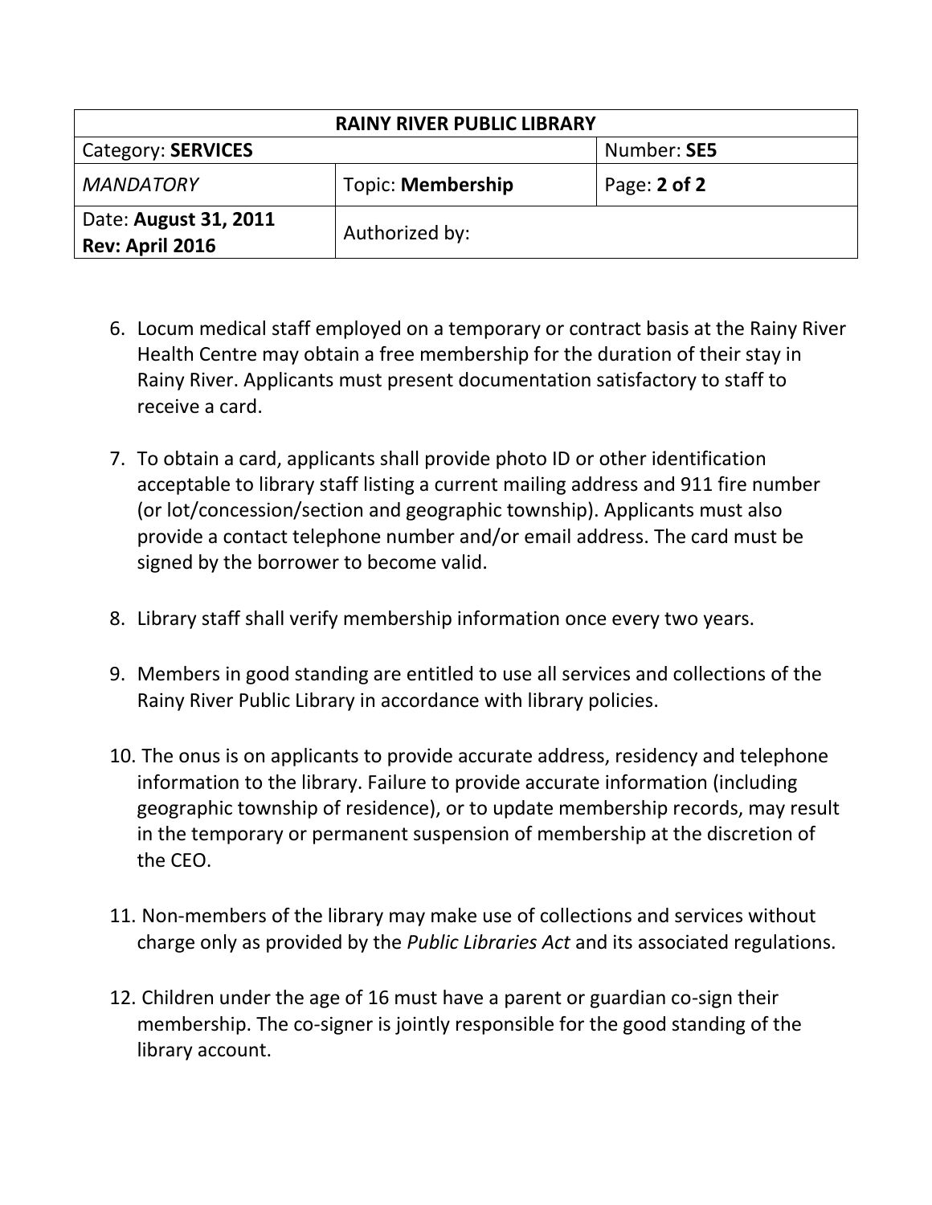6. Locum medical staff employed on a temporary or contract basis at the Rainy River Health Centre may obtain a free membership for the duration of their stay in Rainy River. Applicants must present documentation satisfactory to staff to receive a card.

7. To obtain a card, applicants shall provide photo ID or other identification acceptable to library staff listing a current mailing address and 911 fire number (or lot/concession/section and geographic township). Applicants must also provide a contact telephone number and/or email address. The card must be signed by the borrower to become valid.

8. Library staff shall verify membership information once every two years.

9. Members in good standing are entitled to use all services and collections of the Rainy River Public Library in accordance with library policies.

10. The onus is on applicants to provide accurate address, residency and telephone information to the library. Failure to provide accurate information (including geographic township of residence), or to update membership records, may result in the temporary or permanent suspension of membership at the discretion of the CEO.

11. Non-members of the library may make use of collections and services without charge only as provided by the *Public Libraries Act* and its associated regulations.

12. Children under the age of 16 must have a parent or guardian co-sign their membership. The co-signer is jointly responsible for the good standing of the library account.